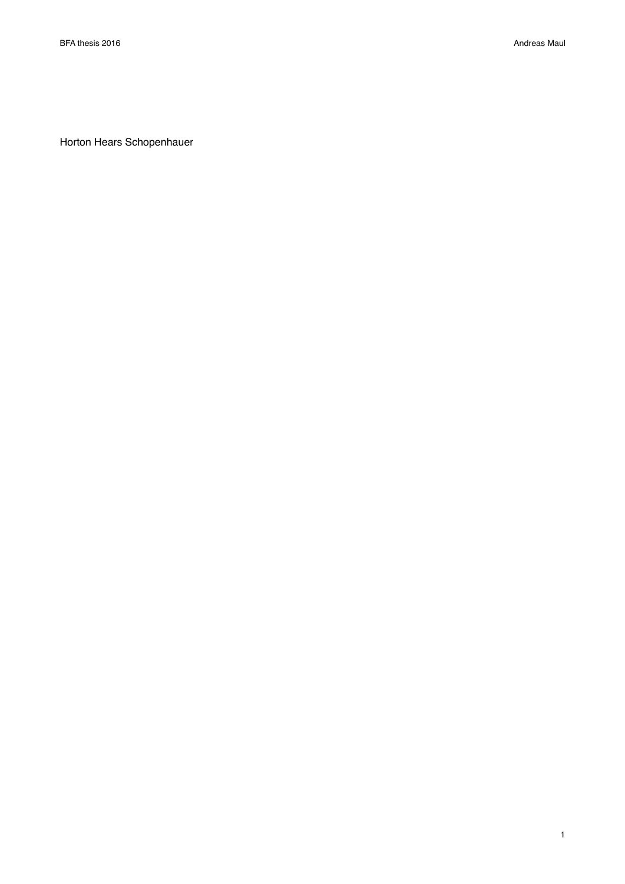# Horton Hears Schopenhauer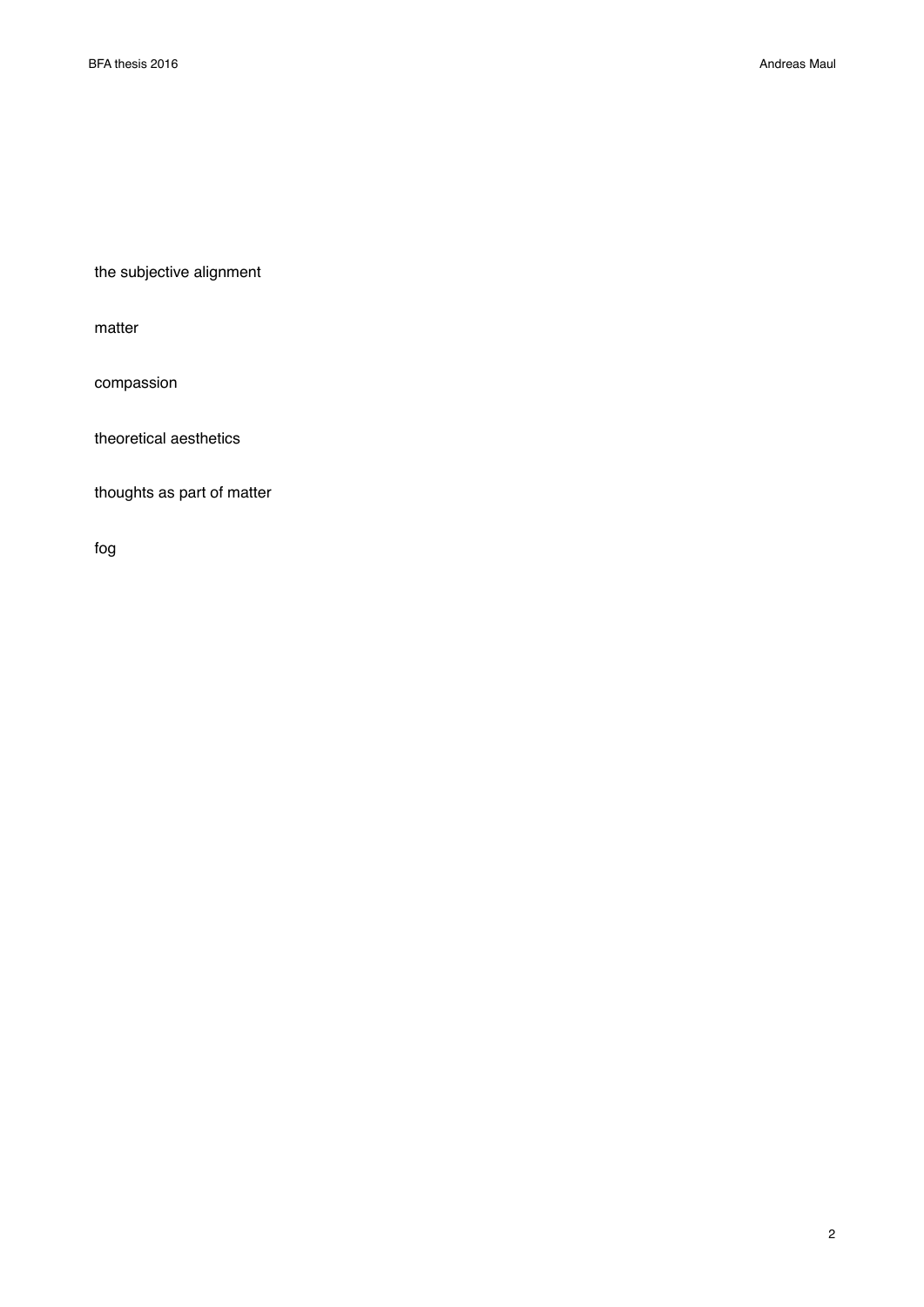the subjective alignment

matter

compassion

theoretical aesthetics

thoughts as part of matter

fog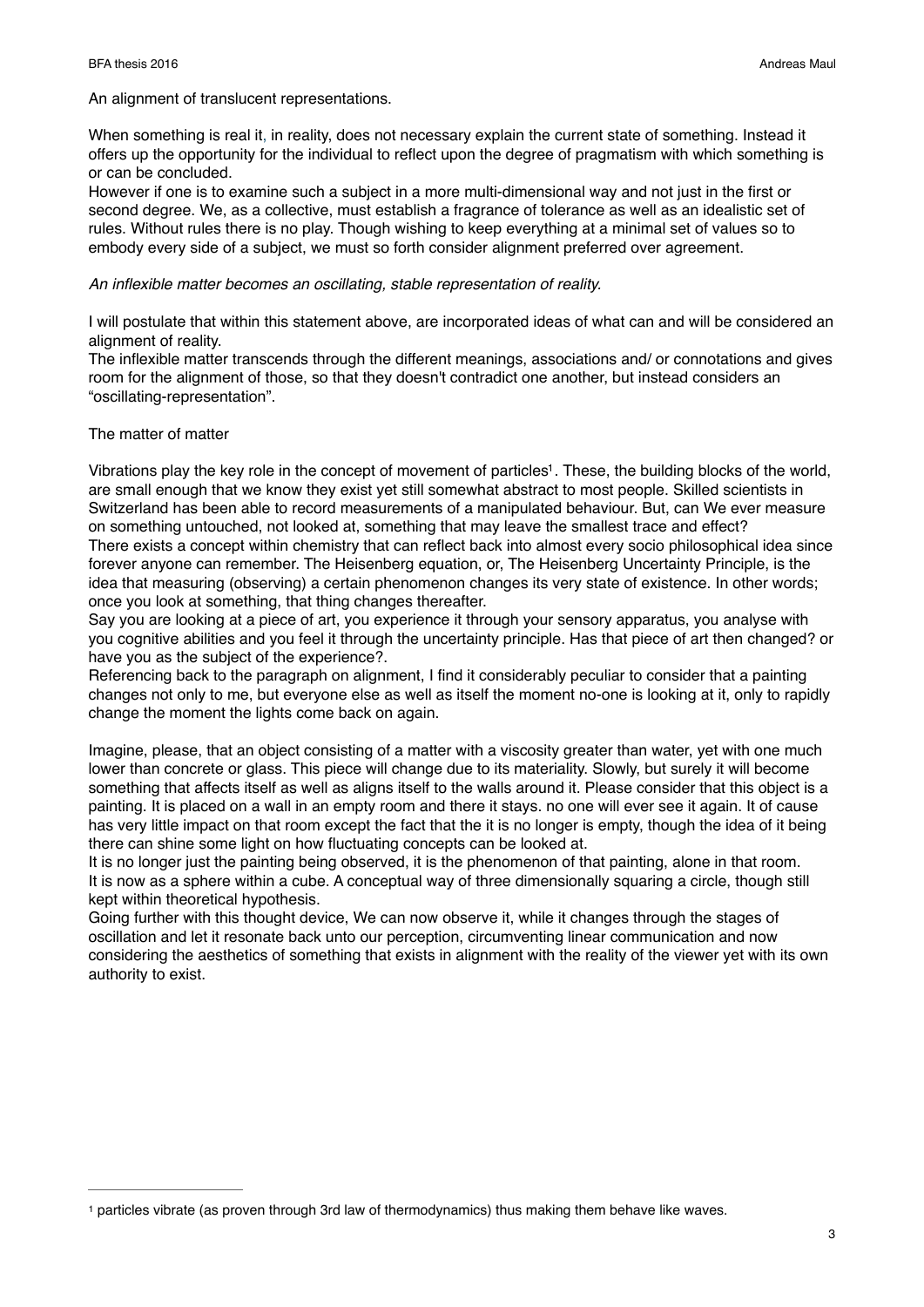An alignment of translucent representations.

When something is real it, in reality, does not necessary explain the current state of something. Instead it offers up the opportunity for the individual to reflect upon the degree of pragmatism with which something is or can be concluded.
However if one is to examine such a subject in a more multi-dimensional way and not just in the first or second degree. We, as a collective, must establish a fragrance of tolerance as well as an idealistic set of rules. Without rules there is no play. Though wishing to keep everything at a minimal set of values so to embody every side of a subject, we must so forth consider alignment preferred over agreement.

*An inflexible matter becomes an oscillating, stable representation of reality.*

I will postulate that within this statement above, are incorporated ideas of what can and will be considered an alignment of reality.
The inflexible matter transcends through the different meanings, associations and/ or connotations and gives room for the alignment of those, so that they doesn't contradict one another, but instead considers an "oscillating-representation".

The matter of matter

Vibrations play the key role in the concept of movement of particles[1]. These, the building blocks of the world, are small enough that we know they exist yet still somewhat abstract to most people. Skilled scientists in Switzerland has been able to record measurements of a manipulated behaviour. But, can We ever measure on something untouched, not looked at, something that may leave the smallest trace and effect?
There exists a concept within chemistry that can reflect back into almost every socio philosophical idea since forever anyone can remember. The Heisenberg equation, or, The Heisenberg Uncertainty Principle, is the idea that measuring (observing) a certain phenomenon changes its very state of existence. In other words; once you look at something, that thing changes thereafter.
Say you are looking at a piece of art, you experience it through your sensory apparatus, you analyse with you cognitive abilities and you feel it through the uncertainty principle. Has that piece of art then changed? or have you as the subject of the experience?.
Referencing back to the paragraph on alignment, I find it considerably peculiar to consider that a painting changes not only to me, but everyone else as well as itself the moment no-one is looking at it, only to rapidly change the moment the lights come back on again.

Imagine, please, that an object consisting of a matter with a viscosity greater than water, yet with one much lower than concrete or glass. This piece will change due to its materiality. Slowly, but surely it will become something that affects itself as well as aligns itself to the walls around it. Please consider that this object is a painting. It is placed on a wall in an empty room and there it stays. no one will ever see it again. It of cause has very little impact on that room except the fact that the it is no longer is empty, though the idea of it being there can shine some light on how fluctuating concepts can be looked at.
It is no longer just the painting being observed, it is the phenomenon of that painting, alone in that room. It is now as a sphere within a cube. A conceptual way of three dimensionally squaring a circle, though still kept within theoretical hypothesis.
Going further with this thought device, We can now observe it, while it changes through the stages of oscillation and let it resonate back unto our perception, circumventing linear communication and now considering the aesthetics of something that exists in alignment with the reality of the viewer yet with its own authority to exist.

---

[1] particles vibrate (as proven through 3rd law of thermodynamics) thus making them behave like waves.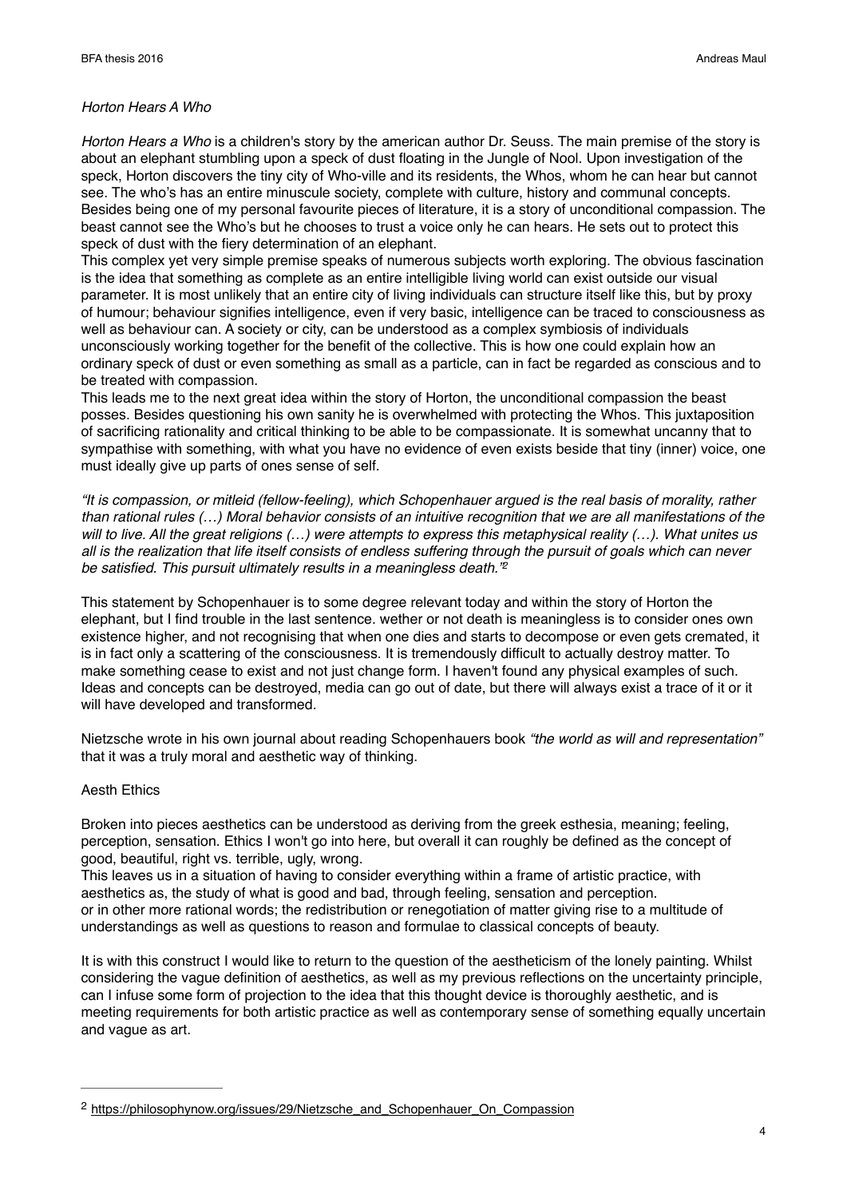*Horton Hears A Who*

*Horton Hears a Who* is a children's story by the american author Dr. Seuss. The main premise of the story is about an elephant stumbling upon a speck of dust floating in the Jungle of Nool. Upon investigation of the speck, Horton discovers the tiny city of Who-ville and its residents, the Whos, whom he can hear but cannot see. The who's has an entire minuscule society, complete with culture, history and communal concepts. Besides being one of my personal favourite pieces of literature, it is a story of unconditional compassion. The beast cannot see the Who's but he chooses to trust a voice only he can hears. He sets out to protect this speck of dust with the fiery determination of an elephant.
This complex yet very simple premise speaks of numerous subjects worth exploring. The obvious fascination is the idea that something as complete as an entire intelligible living world can exist outside our visual parameter. It is most unlikely that an entire city of living individuals can structure itself like this, but by proxy of humour; behaviour signifies intelligence, even if very basic, intelligence can be traced to consciousness as well as behaviour can. A society or city, can be understood as a complex symbiosis of individuals unconsciously working together for the benefit of the collective. This is how one could explain how an ordinary speck of dust or even something as small as a particle, can in fact be regarded as conscious and to be treated with compassion.
This leads me to the next great idea within the story of Horton, the unconditional compassion the beast posses. Besides questioning his own sanity he is overwhelmed with protecting the Whos. This juxtaposition of sacrificing rationality and critical thinking to be able to be compassionate. It is somewhat uncanny that to sympathise with something, with what you have no evidence of even exists beside that tiny (inner) voice, one must ideally give up parts of ones sense of self.

*"It is compassion, or mitleid (fellow-feeling), which Schopenhauer argued is the real basis of morality, rather than rational rules (…) Moral behavior consists of an intuitive recognition that we are all manifestations of the will to live. All the great religions (…) were attempts to express this metaphysical reality (…). What unites us all is the realization that life itself consists of endless suffering through the pursuit of goals which can never be satisfied. This pursuit ultimately results in a meaningless death."*[2]

This statement by Schopenhauer is to some degree relevant today and within the story of Horton the elephant, but I find trouble in the last sentence. wether or not death is meaningless is to consider ones own existence higher, and not recognising that when one dies and starts to decompose or even gets cremated, it is in fact only a scattering of the consciousness. It is tremendously difficult to actually destroy matter. To make something cease to exist and not just change form. I haven't found any physical examples of such. Ideas and concepts can be destroyed, media can go out of date, but there will always exist a trace of it or it will have developed and transformed.

Nietzsche wrote in his own journal about reading Schopenhauers book *"the world as will and representation"* that it was a truly moral and aesthetic way of thinking.

Aesth Ethics

Broken into pieces aesthetics can be understood as deriving from the greek esthesia, meaning; feeling, perception, sensation. Ethics I won't go into here, but overall it can roughly be defined as the concept of good, beautiful, right vs. terrible, ugly, wrong.
This leaves us in a situation of having to consider everything within a frame of artistic practice, with aesthetics as, the study of what is good and bad, through feeling, sensation and perception.
or in other more rational words; the redistribution or renegotiation of matter giving rise to a multitude of understandings as well as questions to reason and formulae to classical concepts of beauty.

It is with this construct I would like to return to the question of the aestheticism of the lonely painting. Whilst considering the vague definition of aesthetics, as well as my previous reflections on the uncertainty principle, can I infuse some form of projection to the idea that this thought device is thoroughly aesthetic, and is meeting requirements for both artistic practice as well as contemporary sense of something equally uncertain and vague as art.

---

[2] https://philosophynow.org/issues/29/Nietzsche_and_Schopenhauer_On_Compassion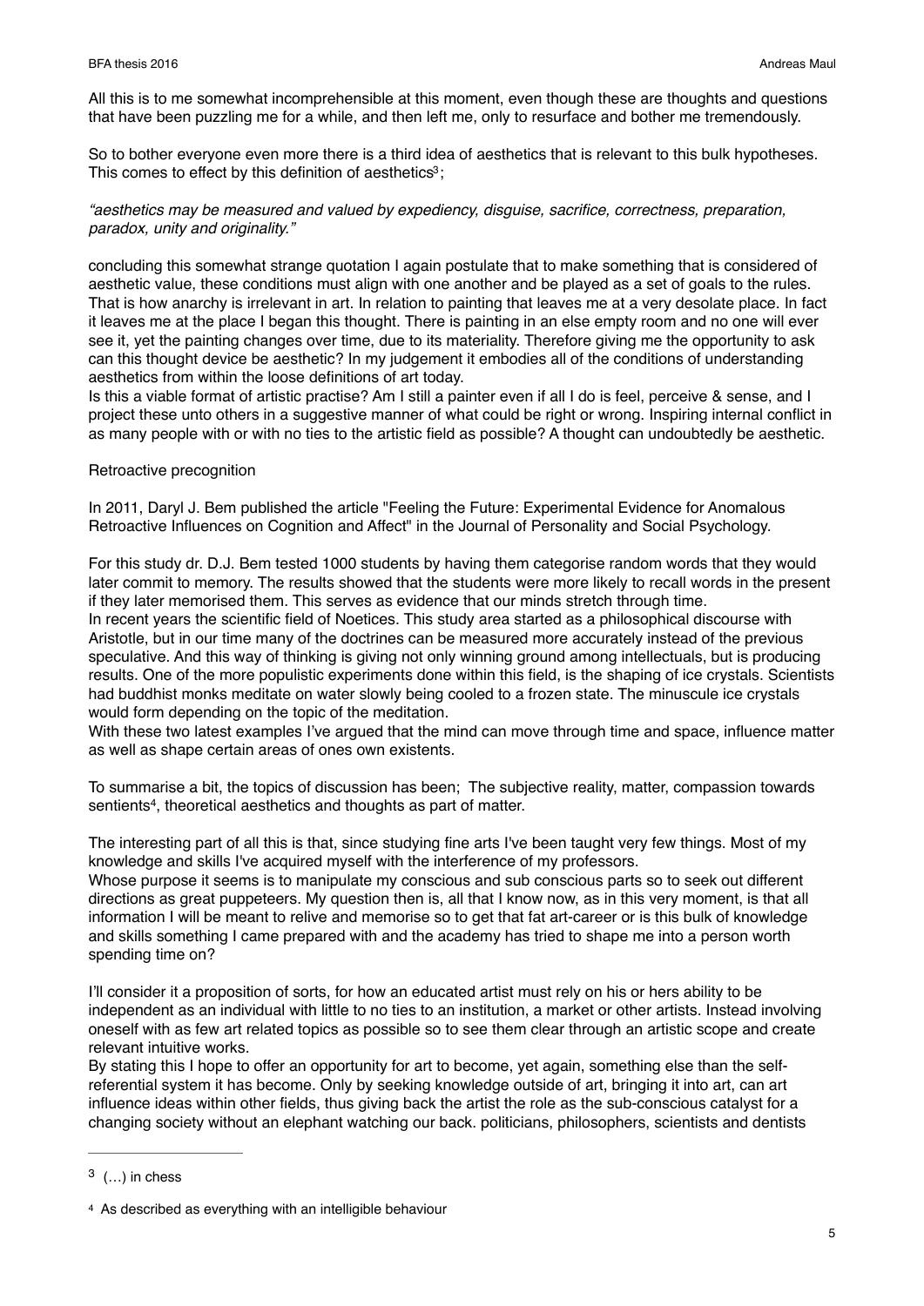All this is to me somewhat incomprehensible at this moment, even though these are thoughts and questions that have been puzzling me for a while, and then left me, only to resurface and bother me tremendously.

So to bother everyone even more there is a third idea of aesthetics that is relevant to this bulk hypotheses. This comes to effect by this definition of aesthetics[3];

*"aesthetics may be measured and valued by expediency, disguise, sacrifice, correctness, preparation, paradox, unity and originality."*

concluding this somewhat strange quotation I again postulate that to make something that is considered of aesthetic value, these conditions must align with one another and be played as a set of goals to the rules. That is how anarchy is irrelevant in art. In relation to painting that leaves me at a very desolate place. In fact it leaves me at the place I began this thought. There is painting in an else empty room and no one will ever see it, yet the painting changes over time, due to its materiality. Therefore giving me the opportunity to ask can this thought device be aesthetic? In my judgement it embodies all of the conditions of understanding aesthetics from within the loose definitions of art today.
Is this a viable format of artistic practise? Am I still a painter even if all I do is feel, perceive & sense, and I project these unto others in a suggestive manner of what could be right or wrong. Inspiring internal conflict in as many people with or with no ties to the artistic field as possible? A thought can undoubtedly be aesthetic.

Retroactive precognition

In 2011, Daryl J. Bem published the article "Feeling the Future: Experimental Evidence for Anomalous Retroactive Influences on Cognition and Affect" in the Journal of Personality and Social Psychology.

For this study dr. D.J. Bem tested 1000 students by having them categorise random words that they would later commit to memory. The results showed that the students were more likely to recall words in the present if they later memorised them. This serves as evidence that our minds stretch through time.
In recent years the scientific field of Noetices. This study area started as a philosophical discourse with Aristotle, but in our time many of the doctrines can be measured more accurately instead of the previous speculative. And this way of thinking is giving not only winning ground among intellectuals, but is producing results. One of the more populistic experiments done within this field, is the shaping of ice crystals. Scientists had buddhist monks meditate on water slowly being cooled to a frozen state. The minuscule ice crystals would form depending on the topic of the meditation.
With these two latest examples I've argued that the mind can move through time and space, influence matter as well as shape certain areas of ones own existents.

To summarise a bit, the topics of discussion has been; The subjective reality, matter, compassion towards sentients[4], theoretical aesthetics and thoughts as part of matter.

The interesting part of all this is that, since studying fine arts I've been taught very few things. Most of my knowledge and skills I've acquired myself with the interference of my professors.
Whose purpose it seems is to manipulate my conscious and sub conscious parts so to seek out different directions as great puppeteers. My question then is, all that I know now, as in this very moment, is that all information I will be meant to relive and memorise so to get that fat art-career or is this bulk of knowledge and skills something I came prepared with and the academy has tried to shape me into a person worth spending time on?

I'll consider it a proposition of sorts, for how an educated artist must rely on his or hers ability to be independent as an individual with little to no ties to an institution, a market or other artists. Instead involving oneself with as few art related topics as possible so to see them clear through an artistic scope and create relevant intuitive works.
By stating this I hope to offer an opportunity for art to become, yet again, something else than the self-referential system it has become. Only by seeking knowledge outside of art, bringing it into art, can art influence ideas within other fields, thus giving back the artist the role as the sub-conscious catalyst for a changing society without an elephant watching our back. politicians, philosophers, scientists and dentists

---

[3] (…) in chess

[4] As described as everything with an intelligible behaviour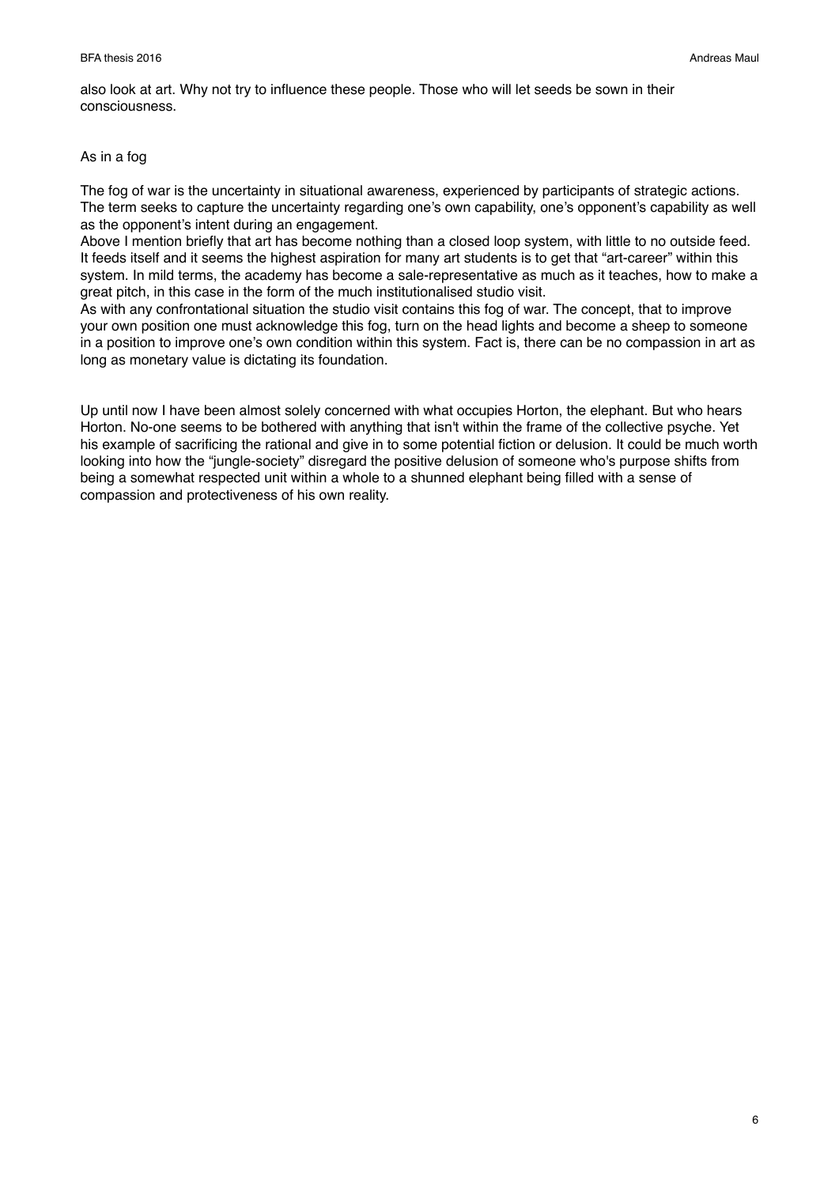also look at art. Why not try to influence these people. Those who will let seeds be sown in their consciousness.

## As in a fog

The fog of war is the uncertainty in situational awareness, experienced by participants of strategic actions. The term seeks to capture the uncertainty regarding one's own capability, one's opponent's capability as well as the opponent's intent during an engagement.
Above I mention briefly that art has become nothing than a closed loop system, with little to no outside feed. It feeds itself and it seems the highest aspiration for many art students is to get that "art-career" within this system. In mild terms, the academy has become a sale-representative as much as it teaches, how to make a great pitch, in this case in the form of the much institutionalised studio visit.
As with any confrontational situation the studio visit contains this fog of war. The concept, that to improve your own position one must acknowledge this fog, turn on the head lights and become a sheep to someone in a position to improve one's own condition within this system. Fact is, there can be no compassion in art as long as monetary value is dictating its foundation.

Up until now I have been almost solely concerned with what occupies Horton, the elephant. But who hears Horton. No-one seems to be bothered with anything that isn't within the frame of the collective psyche. Yet his example of sacrificing the rational and give in to some potential fiction or delusion. It could be much worth looking into how the "jungle-society" disregard the positive delusion of someone who's purpose shifts from being a somewhat respected unit within a whole to a shunned elephant being filled with a sense of compassion and protectiveness of his own reality.